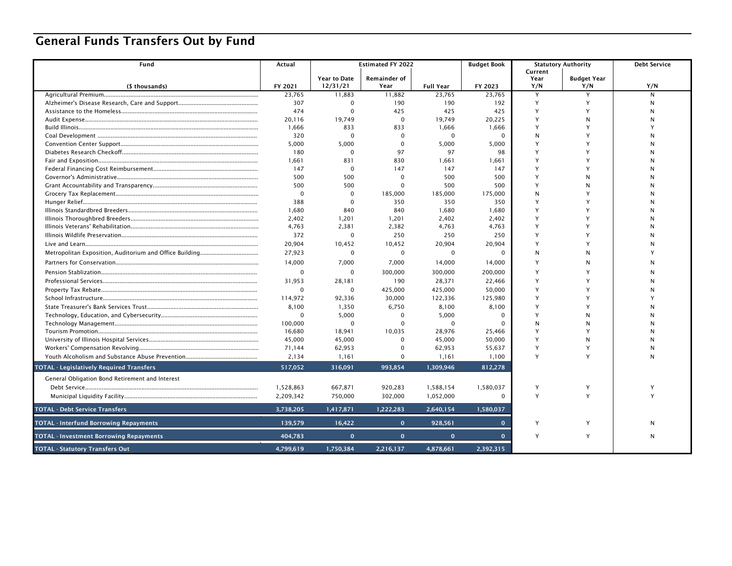# General Funds Transfers Out by Fund

| Fund | Actual | Estimated FY 2022 | | | Budget Book | Statutory Authority | | Debt Service |
|---|---|---|---|---|---|---|---|---|
| ($ thousands) | FY 2021 | Year to Date 12/31/21 | Remainder of Year | Full Year | FY 2023 | Current Year Y/N | Budget Year Y/N | Y/N |
| Agricultural Premium | 23,765 | 11,883 | 11,882 | 23,765 | 23,765 | Y | Y | N |
| Alzheimer's Disease Research, Care and Support | 307 | 0 | 190 | 190 | 192 | Y | Y | N |
| Assistance to the Homeless | 474 | 0 | 425 | 425 | 425 | Y | Y | N |
| Audit Expense | 20,116 | 19,749 | 0 | 19,749 | 20,225 | Y | N | N |
| Build Illinois | 1,666 | 833 | 833 | 1,666 | 1,666 | Y | Y | Y |
| Coal Development | 320 | 0 | 0 | 0 | 0 | N | Y | N |
| Convention Center Support | 5,000 | 5,000 | 0 | 5,000 | 5,000 | Y | Y | N |
| Diabetes Research Checkoff | 180 | 0 | 97 | 97 | 98 | Y | Y | N |
| Fair and Exposition | 1,661 | 831 | 830 | 1,661 | 1,661 | Y | Y | N |
| Federal Financing Cost Reimbursement | 147 | 0 | 147 | 147 | 147 | Y | Y | N |
| Governor's Administrative | 500 | 500 | 0 | 500 | 500 | Y | N | N |
| Grant Accountability and Transparency | 500 | 500 | 0 | 500 | 500 | Y | N | N |
| Grocery Tax Replacement | 0 | 0 | 185,000 | 185,000 | 175,000 | N | Y | N |
| Hunger Relief | 388 | 0 | 350 | 350 | 350 | Y | Y | N |
| Illinois Standardbred Breeders | 1,680 | 840 | 840 | 1,680 | 1,680 | Y | Y | N |
| Illinois Thoroughbred Breeders | 2,402 | 1,201 | 1,201 | 2,402 | 2,402 | Y | Y | N |
| Illinois Veterans' Rehabilitation | 4,763 | 2,381 | 2,382 | 4,763 | 4,763 | Y | Y | N |
| Illinois Wildlife Preservation | 372 | 0 | 250 | 250 | 250 | Y | Y | N |
| Live and Learn | 20,904 | 10,452 | 10,452 | 20,904 | 20,904 | Y | Y | N |
| Metropolitan Exposition, Auditorium and Office Building | 27,923 | 0 | 0 | 0 | 0 | N | N | Y |
| Partners for Conservation | 14,000 | 7,000 | 7,000 | 14,000 | 14,000 | Y | N | N |
| Pension Stablization | 0 | 0 | 300,000 | 300,000 | 200,000 | Y | Y | N |
| Professional Services | 31,953 | 28,181 | 190 | 28,371 | 22,466 | Y | Y | N |
| Property Tax Rebate | 0 | 0 | 425,000 | 425,000 | 50,000 | Y | Y | N |
| School Infrastructure | 114,972 | 92,336 | 30,000 | 122,336 | 125,980 | Y | Y | Y |
| State Treasurer's Bank Services Trust | 8,100 | 1,350 | 6,750 | 8,100 | 8,100 | Y | Y | N |
| Technology, Education, and Cybersecurity | 0 | 5,000 | 0 | 5,000 | 0 | Y | N | N |
| Technology Management | 100,000 | 0 | 0 | 0 | 0 | N | N | N |
| Tourism Promotion | 16,680 | 18,941 | 10,035 | 28,976 | 25,466 | Y | Y | N |
| University of Illinois Hospital Services | 45,000 | 45,000 | 0 | 45,000 | 50,000 | Y | N | N |
| Workers' Compensation Revolving | 71,144 | 62,953 | 0 | 62,953 | 55,637 | Y | Y | N |
| Youth Alcoholism and Substance Abuse Prevention | 2,134 | 1,161 | 0 | 1,161 | 1,100 | Y | Y | N |
| **TOTAL - Legislatively Required Transfers** | **517,052** | **316,091** | **993,854** | **1,309,946** | **812,278** | | | |
| General Obligation Bond Retirement and Interest | | | | | | | | |
| Debt Service | 1,528,863 | 667,871 | 920,283 | 1,588,154 | 1,580,037 | Y | Y | Y |
| Municipal Liquidity Facility | 2,209,342 | 750,000 | 302,000 | 1,052,000 | 0 | Y | Y | Y |
| **TOTAL - Debt Service Transfers** | **3,738,205** | **1,417,871** | **1,222,283** | **2,640,154** | **1,580,037** | | | |
| **TOTAL - Interfund Borrowing Repayments** | **139,579** | **16,422** | **0** | **928,561** | **0** | Y | Y | N |
| **TOTAL - Investment Borrowing Repayments** | **404,783** | **0** | **0** | **0** | **0** | Y | Y | N |
| **TOTAL - Statutory Transfers Out** | **4,799,619** | **1,750,384** | **2,216,137** | **4,878,661** | **2,392,315** | | | |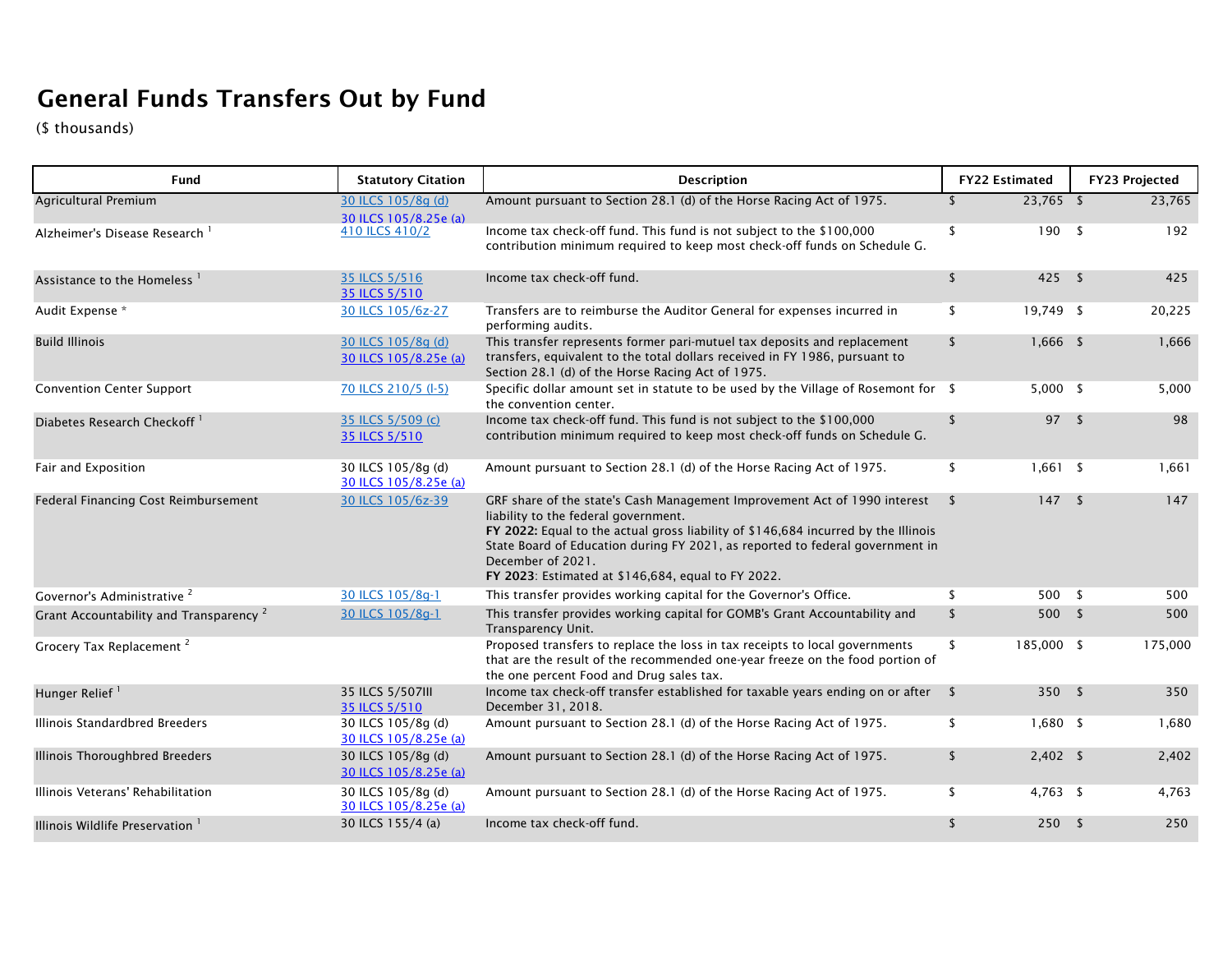# General Funds Transfers Out by Fund

($ thousands)

| Fund | Statutory Citation | Description | FY22 Estimated | FY23 Projected |
|---|---|---|---|---|
| Agricultural Premium | 30 ILCS 105/8g (d)<br>30 ILCS 105/8.25e (a) | Amount pursuant to Section 28.1 (d) of the Horse Racing Act of 1975. | $ 23,765 | $ 23,765 |
| Alzheimer's Disease Research [1] | 410 ILCS 410/2 | Income tax check-off fund. This fund is not subject to the $100,000 contribution minimum required to keep most check-off funds on Schedule G. | $ 190 | $ 192 |
| Assistance to the Homeless [1] | 35 ILCS 5/516<br>35 ILCS 5/510 | Income tax check-off fund. | $ 425 | $ 425 |
| Audit Expense * | 30 ILCS 105/6z-27 | Transfers are to reimburse the Auditor General for expenses incurred in performing audits. | $ 19,749 | $ 20,225 |
| Build Illinois | 30 ILCS 105/8g (d)<br>30 ILCS 105/8.25e (a) | This transfer represents former pari-mutuel tax deposits and replacement transfers, equivalent to the total dollars received in FY 1986, pursuant to Section 28.1 (d) of the Horse Racing Act of 1975. | $ 1,666 | $ 1,666 |
| Convention Center Support | 70 ILCS 210/5 (l-5) | Specific dollar amount set in statute to be used by the Village of Rosemont for the convention center. | $ 5,000 | $ 5,000 |
| Diabetes Research Checkoff [1] | 35 ILCS 5/509 (c)<br>35 ILCS 5/510 | Income tax check-off fund. This fund is not subject to the $100,000 contribution minimum required to keep most check-off funds on Schedule G. | $ 97 | $ 98 |
| Fair and Exposition | 30 ILCS 105/8g (d)<br>30 ILCS 105/8.25e (a) | Amount pursuant to Section 28.1 (d) of the Horse Racing Act of 1975. | $ 1,661 | $ 1,661 |
| Federal Financing Cost Reimbursement | 30 ILCS 105/6z-39 | GRF share of the state's Cash Management Improvement Act of 1990 interest liability to the federal government.<br>**FY 2022:** Equal to the actual gross liability of $146,684 incurred by the Illinois State Board of Education during FY 2021, as reported to federal government in December of 2021.<br>**FY 2023**: Estimated at $146,684, equal to FY 2022. | $ 147 | $ 147 |
| Governor's Administrative [2] | 30 ILCS 105/8g-1 | This transfer provides working capital for the Governor's Office. | $ 500 | $ 500 |
| Grant Accountability and Transparency [2] | 30 ILCS 105/8g-1 | This transfer provides working capital for GOMB's Grant Accountability and Transparency Unit. | $ 500 | $ 500 |
| Grocery Tax Replacement [2] | | Proposed transfers to replace the loss in tax receipts to local governments that are the result of the recommended one-year freeze on the food portion of the one percent Food and Drug sales tax. | $ 185,000 | $ 175,000 |
| Hunger Relief [1] | 35 ILCS 5/507lll<br>35 ILCS 5/510 | Income tax check-off transfer established for taxable years ending on or after December 31, 2018. | $ 350 | $ 350 |
| Illinois Standardbred Breeders | 30 ILCS 105/8g (d)<br>30 ILCS 105/8.25e (a) | Amount pursuant to Section 28.1 (d) of the Horse Racing Act of 1975. | $ 1,680 | $ 1,680 |
| Illinois Thoroughbred Breeders | 30 ILCS 105/8g (d)<br>30 ILCS 105/8.25e (a) | Amount pursuant to Section 28.1 (d) of the Horse Racing Act of 1975. | $ 2,402 | $ 2,402 |
| Illinois Veterans' Rehabilitation | 30 ILCS 105/8g (d)<br>30 ILCS 105/8.25e (a) | Amount pursuant to Section 28.1 (d) of the Horse Racing Act of 1975. | $ 4,763 | $ 4,763 |
| Illinois Wildlife Preservation [1] | 30 ILCS 155/4 (a) | Income tax check-off fund. | $ 250 | $ 250 |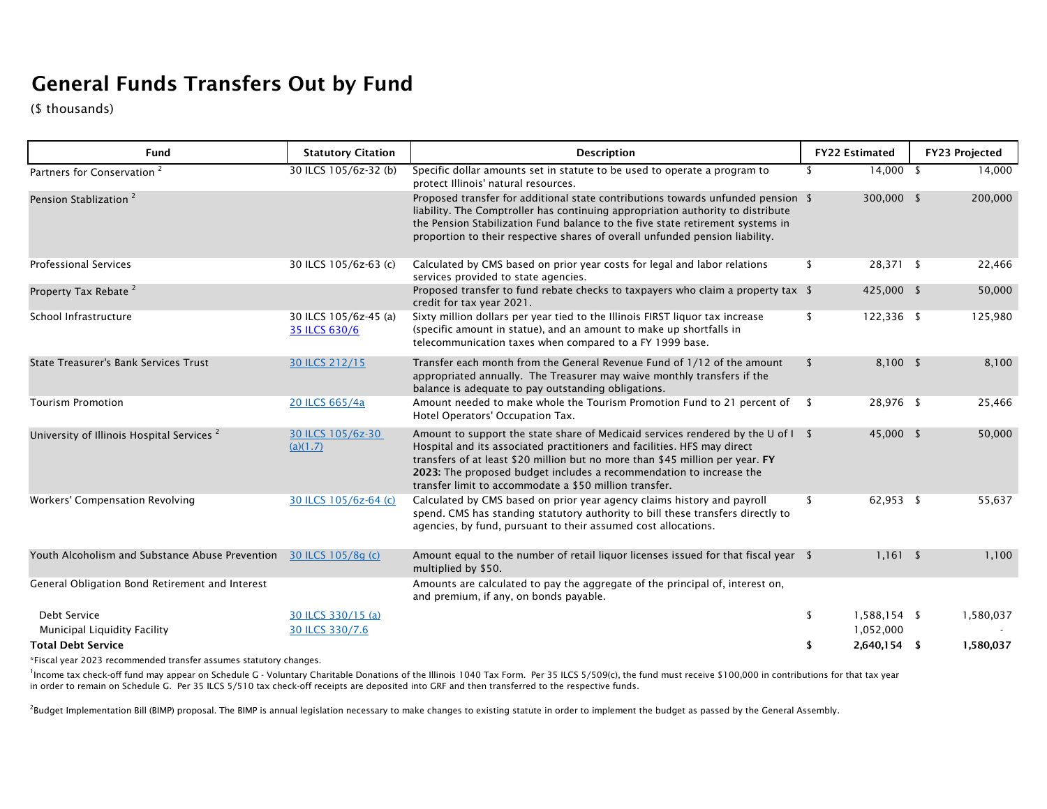# General Funds Transfers Out by Fund

($ thousands)

| Fund | Statutory Citation | Description | FY22 Estimated | FY23 Projected |
|---|---|---|---|---|
| Partners for Conservation [2] | 30 ILCS 105/6z-32 (b) | Specific dollar amounts set in statute to be used to operate a program to protect Illinois' natural resources. | $ 14,000 | $ 14,000 |
| Pension Stablization [2] | | Proposed transfer for additional state contributions towards unfunded pension liability. The Comptroller has continuing appropriation authority to distribute the Pension Stabilization Fund balance to the five state retirement systems in proportion to their respective shares of overall unfunded pension liability. | $ 300,000 | $ 200,000 |
| Professional Services | 30 ILCS 105/6z-63 (c) | Calculated by CMS based on prior year costs for legal and labor relations services provided to state agencies. | $ 28,371 | $ 22,466 |
| Property Tax Rebate [2] | | Proposed transfer to fund rebate checks to taxpayers who claim a property tax credit for tax year 2021. | $ 425,000 | $ 50,000 |
| School Infrastructure | 30 ILCS 105/6z-45 (a) 35 ILCS 630/6 | Sixty million dollars per year tied to the Illinois FIRST liquor tax increase (specific amount in statue), and an amount to make up shortfalls in telecommunication taxes when compared to a FY 1999 base. | $ 122,336 | $ 125,980 |
| State Treasurer's Bank Services Trust | 30 ILCS 212/15 | Transfer each month from the General Revenue Fund of 1/12 of the amount appropriated annually. The Treasurer may waive monthly transfers if the balance is adequate to pay outstanding obligations. | $ 8,100 | $ 8,100 |
| Tourism Promotion | 20 ILCS 665/4a | Amount needed to make whole the Tourism Promotion Fund to 21 percent of Hotel Operators' Occupation Tax. | $ 28,976 | $ 25,466 |
| University of Illinois Hospital Services [2] | 30 ILCS 105/6z-30 (a)(1.7) | Amount to support the state share of Medicaid services rendered by the U of I Hospital and its associated practitioners and facilities. HFS may direct transfers of at least $20 million but no more than $45 million per year. **FY 2023:** The proposed budget includes a recommendation to increase the transfer limit to accommodate a $50 million transfer. | $ 45,000 | $ 50,000 |
| Workers' Compensation Revolving | 30 ILCS 105/6z-64 (c) | Calculated by CMS based on prior year agency claims history and payroll spend. CMS has standing statutory authority to bill these transfers directly to agencies, by fund, pursuant to their assumed cost allocations. | $ 62,953 | $ 55,637 |
| Youth Alcoholism and Substance Abuse Prevention | 30 ILCS 105/8g (c) | Amount equal to the number of retail liquor licenses issued for that fiscal year multiplied by $50. | $ 1,161 | $ 1,100 |
| General Obligation Bond Retirement and Interest | | Amounts are calculated to pay the aggregate of the principal of, interest on, and premium, if any, on bonds payable. | | |
| Debt Service | 30 ILCS 330/15 (a) | | $ 1,588,154 | $ 1,580,037 |
| Municipal Liquidity Facility | 30 ILCS 330/7.6 | | 1,052,000 | - |
| **Total Debt Service** | | | **$ 2,640,154** | **$ 1,580,037** |

*Fiscal year 2023 recommended transfer assumes statutory changes.

[1]Income tax check-off fund may appear on Schedule G - Voluntary Charitable Donations of the Illinois 1040 Tax Form. Per 35 ILCS 5/509(c), the fund must receive $100,000 in contributions for that tax year in order to remain on Schedule G. Per 35 ILCS 5/510 tax check-off receipts are deposited into GRF and then transferred to the respective funds.

[2]Budget Implementation Bill (BIMP) proposal. The BIMP is annual legislation necessary to make changes to existing statute in order to implement the budget as passed by the General Assembly.